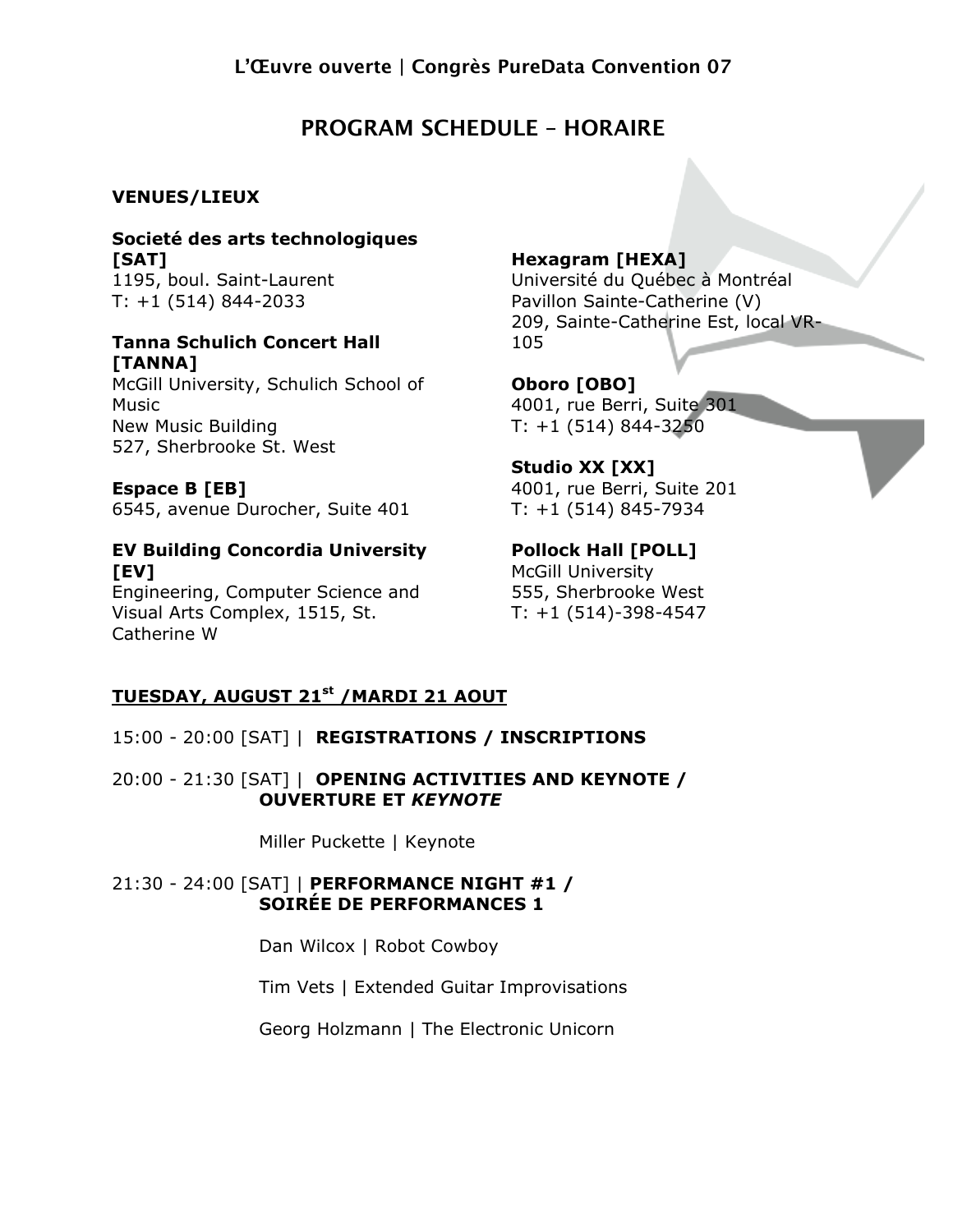# L'Œuvre ouverte | Congrès PureData Convention 07

## PROGRAM SCHEDULE – HORAIRE

### VENUES/LIEUX

**Societé des arts technologiques [SAT]**
1195, boul. Saint-Laurent
T: +1 (514) 844-2033

**Tanna Schulich Concert Hall [TANNA]**
McGill University, Schulich School of Music
New Music Building
527, Sherbrooke St. West

**Espace B [EB]**
6545, avenue Durocher, Suite 401

**EV Building Concordia University [EV]**
Engineering, Computer Science and Visual Arts Complex, 1515, St. Catherine W

**Hexagram [HEXA]**
Université du Québec à Montréal
Pavillon Sainte-Catherine (V)
209, Sainte-Catherine Est, local VR-105

**Oboro [OBO]**
4001, rue Berri, Suite 301
T: +1 (514) 844-3250

**Studio XX [XX]**
4001, rue Berri, Suite 201
T: +1 (514) 845-7934

**Pollock Hall [POLL]**
McGill University
555, Sherbrooke West
T: +1 (514)-398-4547

### TUESDAY, AUGUST 21st /MARDI 21 AOUT

15:00 - 20:00 [SAT] | **REGISTRATIONS / INSCRIPTIONS**

20:00 - 21:30 [SAT] | **OPENING ACTIVITIES AND KEYNOTE / OUVERTURE ET *KEYNOTE***

Miller Puckette | Keynote

21:30 - 24:00 [SAT] | **PERFORMANCE NIGHT #1 / SOIRÉE DE PERFORMANCES 1**

Dan Wilcox | Robot Cowboy

Tim Vets | Extended Guitar Improvisations

Georg Holzmann | The Electronic Unicorn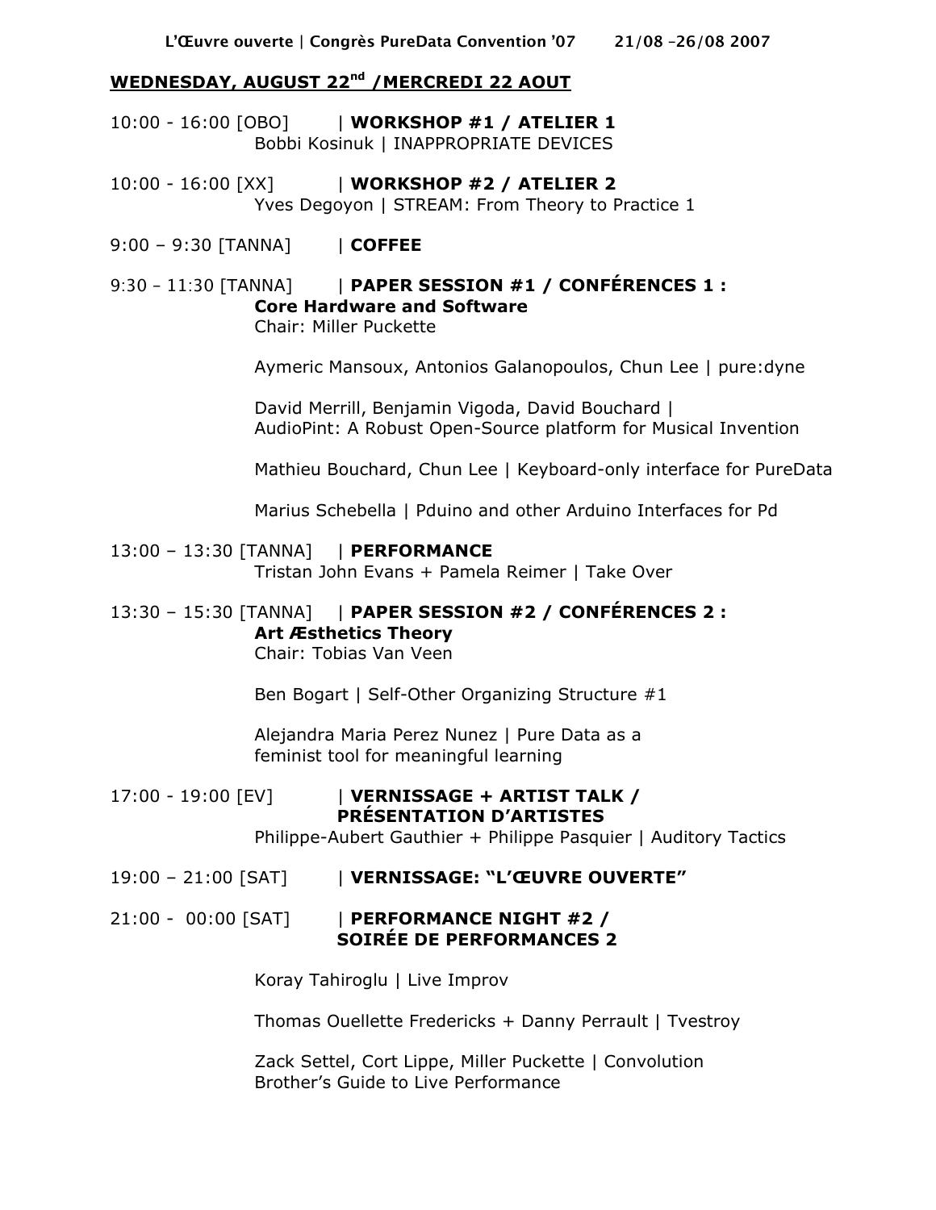## WEDNESDAY, AUGUST 22nd /MERCREDI 22 AOUT

10:00 - 16:00 [OBO] | **WORKSHOP #1 / ATELIER 1**
Bobbi Kosinuk | INAPPROPRIATE DEVICES

10:00 - 16:00 [XX] | **WORKSHOP #2 / ATELIER 2**
Yves Degoyon | STREAM: From Theory to Practice 1

9:00 – 9:30 [TANNA] | **COFFEE**

9:30 – 11:30 [TANNA] | **PAPER SESSION #1 / CONFÉRENCES 1 : Core Hardware and Software**
Chair: Miller Puckette

Aymeric Mansoux, Antonios Galanopoulos, Chun Lee | pure:dyne

David Merrill, Benjamin Vigoda, David Bouchard | AudioPint: A Robust Open-Source platform for Musical Invention

Mathieu Bouchard, Chun Lee | Keyboard-only interface for PureData

Marius Schebella | Pduino and other Arduino Interfaces for Pd

13:00 – 13:30 [TANNA] | **PERFORMANCE**
Tristan John Evans + Pamela Reimer | Take Over

13:30 – 15:30 [TANNA] | **PAPER SESSION #2 / CONFÉRENCES 2 : Art Æsthetics Theory**
Chair: Tobias Van Veen

Ben Bogart | Self-Other Organizing Structure #1

Alejandra Maria Perez Nunez | Pure Data as a feminist tool for meaningful learning

17:00 - 19:00 [EV] | **VERNISSAGE + ARTIST TALK / PRÉSENTATION D'ARTISTES**
Philippe-Aubert Gauthier + Philippe Pasquier | Auditory Tactics

19:00 – 21:00 [SAT] | **VERNISSAGE: "L'ŒUVRE OUVERTE"**

21:00 - 00:00 [SAT] | **PERFORMANCE NIGHT #2 / SOIRÉE DE PERFORMANCES 2**

Koray Tahiroglu | Live Improv

Thomas Ouellette Fredericks + Danny Perrault | Tvestroy

Zack Settel, Cort Lippe, Miller Puckette | Convolution Brother's Guide to Live Performance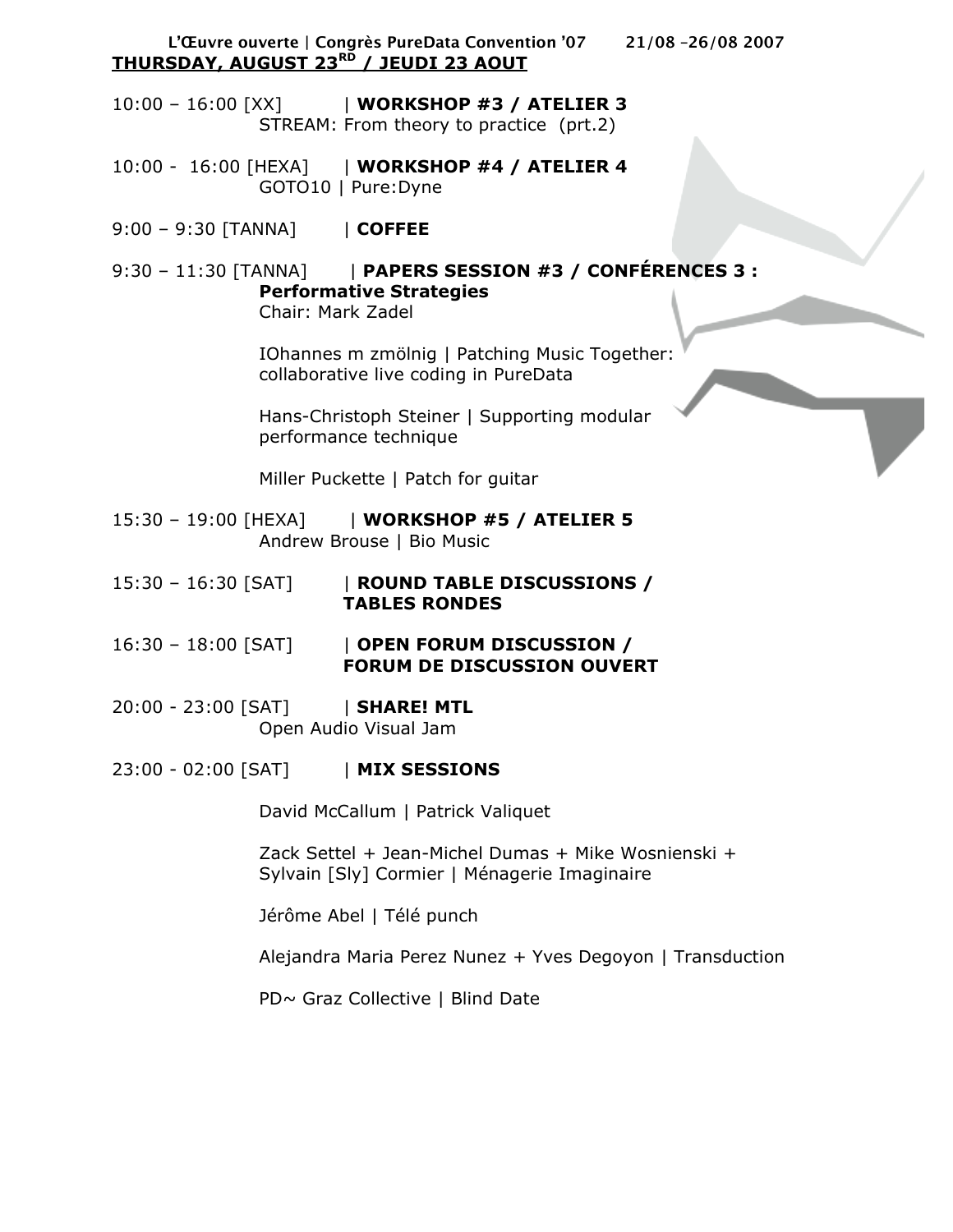## THURSDAY, AUGUST 23RD / JEUDI 23 AOUT

10:00 – 16:00 [XX] | **WORKSHOP #3 / ATELIER 3**
STREAM: From theory to practice (prt.2)

10:00 - 16:00 [HEXA] | **WORKSHOP #4 / ATELIER 4**
GOTO10 | Pure:Dyne

9:00 – 9:30 [TANNA] | **COFFEE**

9:30 – 11:30 [TANNA] | **PAPERS SESSION #3 / CONFÉRENCES 3 : Performative Strategies**
Chair: Mark Zadel

IOhannes m zmölnig | Patching Music Together: collaborative live coding in PureData

Hans-Christoph Steiner | Supporting modular performance technique

Miller Puckette | Patch for guitar

15:30 – 19:00 [HEXA] | **WORKSHOP #5 / ATELIER 5**
Andrew Brouse | Bio Music

15:30 – 16:30 [SAT] | **ROUND TABLE DISCUSSIONS / TABLES RONDES**

16:30 – 18:00 [SAT] | **OPEN FORUM DISCUSSION / FORUM DE DISCUSSION OUVERT**

20:00 - 23:00 [SAT] | **SHARE! MTL**
Open Audio Visual Jam

23:00 - 02:00 [SAT] | **MIX SESSIONS**

David McCallum | Patrick Valiquet

Zack Settel + Jean-Michel Dumas + Mike Wosnienski + Sylvain [Sly] Cormier | Ménagerie Imaginaire

Jérôme Abel | Télé punch

Alejandra Maria Perez Nunez + Yves Degoyon | Transduction

PD~ Graz Collective | Blind Date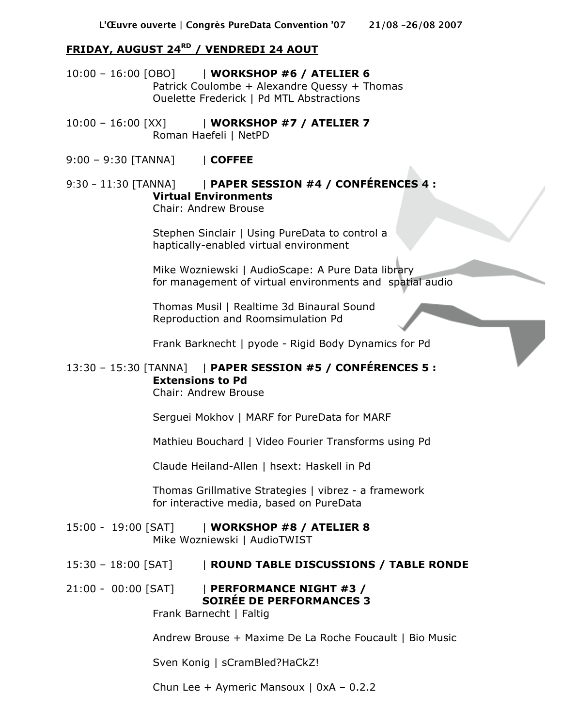## FRIDAY, AUGUST 24RD / VENDREDI 24 AOUT

10:00 – 16:00 [OBO] | **WORKSHOP #6 / ATELIER 6**
Patrick Coulombe + Alexandre Quessy + Thomas Ouelette Frederick | Pd MTL Abstractions

10:00 – 16:00 [XX] | **WORKSHOP #7 / ATELIER 7**
Roman Haefeli | NetPD

9:00 – 9:30 [TANNA] | **COFFEE**

9:30 – 11:30 [TANNA] | **PAPER SESSION #4 / CONFÉRENCES 4 : Virtual Environments**
Chair: Andrew Brouse

Stephen Sinclair | Using PureData to control a haptically-enabled virtual environment

Mike Wozniewski | AudioScape: A Pure Data library for management of virtual environments and spatial audio

Thomas Musil | Realtime 3d Binaural Sound Reproduction and Roomsimulation Pd

Frank Barknecht | pyode - Rigid Body Dynamics for Pd

13:30 – 15:30 [TANNA] | **PAPER SESSION #5 / CONFÉRENCES 5 : Extensions to Pd**
Chair: Andrew Brouse

Serguei Mokhov | MARF for PureData for MARF

Mathieu Bouchard | Video Fourier Transforms using Pd

Claude Heiland-Allen | hsext: Haskell in Pd

Thomas Grillmative Strategies | vibrez - a framework for interactive media, based on PureData

15:00 - 19:00 [SAT] | **WORKSHOP #8 / ATELIER 8**
Mike Wozniewski | AudioTWIST

15:30 – 18:00 [SAT] | **ROUND TABLE DISCUSSIONS / TABLE RONDE**

21:00 - 00:00 [SAT] | **PERFORMANCE NIGHT #3 / SOIRÉE DE PERFORMANCES 3**
Frank Barnecht | Faltig

Andrew Brouse + Maxime De La Roche Foucault | Bio Music

Sven Konig | sCramBled?HaCkZ!

Chun Lee + Aymeric Mansoux | 0xA – 0.2.2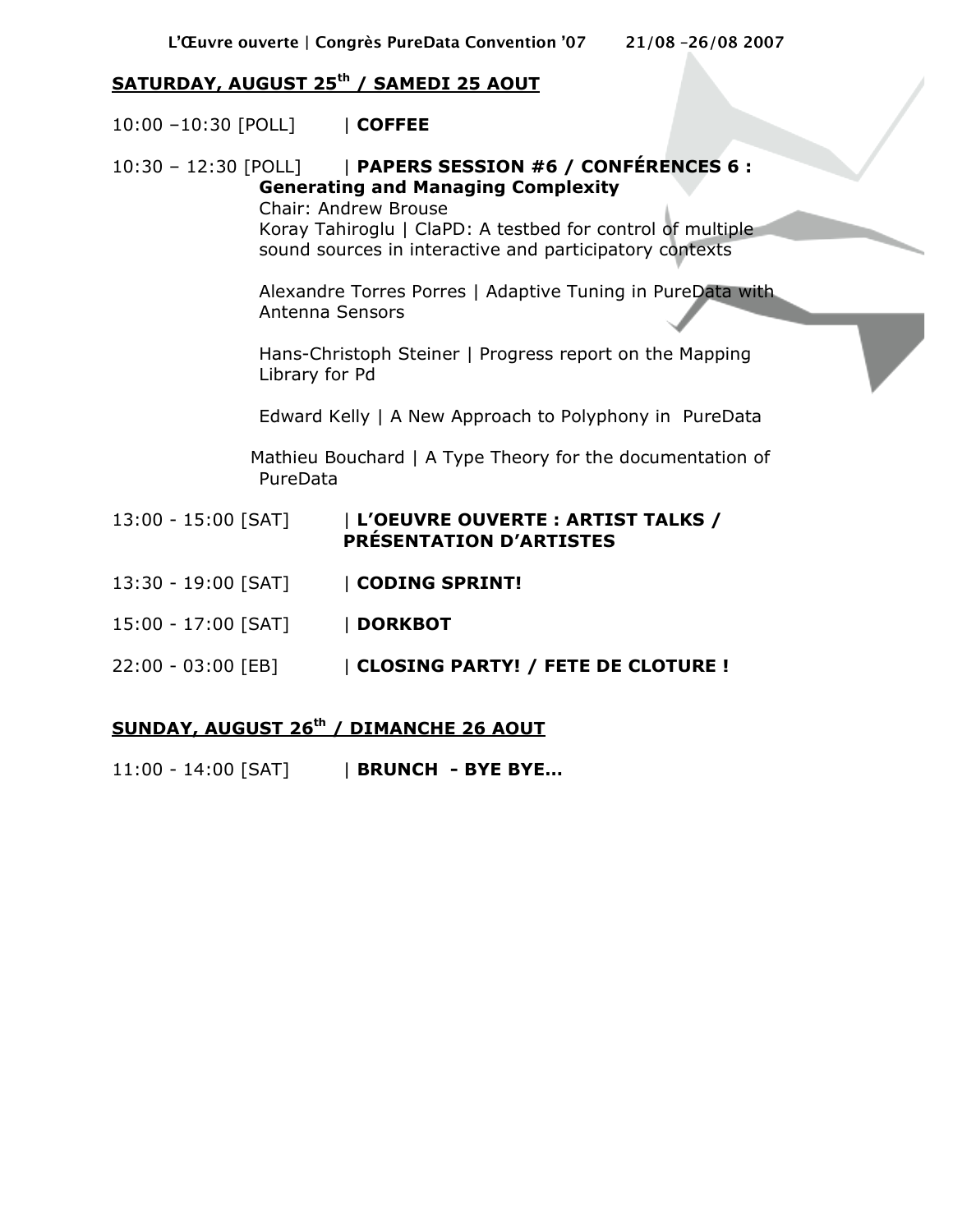## SATURDAY, AUGUST 25th / SAMEDI 25 AOUT

10:00 –10:30 [POLL] | **COFFEE**

10:30 – 12:30 [POLL] | **PAPERS SESSION #6 / CONFÉRENCES 6 : Generating and Managing Complexity**

Chair: Andrew Brouse

Koray Tahiroglu | ClaPD: A testbed for control of multiple sound sources in interactive and participatory contexts

Alexandre Torres Porres | Adaptive Tuning in PureData with Antenna Sensors

Hans-Christoph Steiner | Progress report on the Mapping Library for Pd

Edward Kelly | A New Approach to Polyphony in PureData

Mathieu Bouchard | A Type Theory for the documentation of PureData

13:00 - 15:00 [SAT] | **L'OEUVRE OUVERTE : ARTIST TALKS / PRÉSENTATION D'ARTISTES**

13:30 - 19:00 [SAT] | **CODING SPRINT!**

15:00 - 17:00 [SAT] | **DORKBOT**

22:00 - 03:00 [EB] | **CLOSING PARTY! / FETE DE CLOTURE !**

## SUNDAY, AUGUST 26th / DIMANCHE 26 AOUT

11:00 - 14:00 [SAT] | **BRUNCH - BYE BYE…**